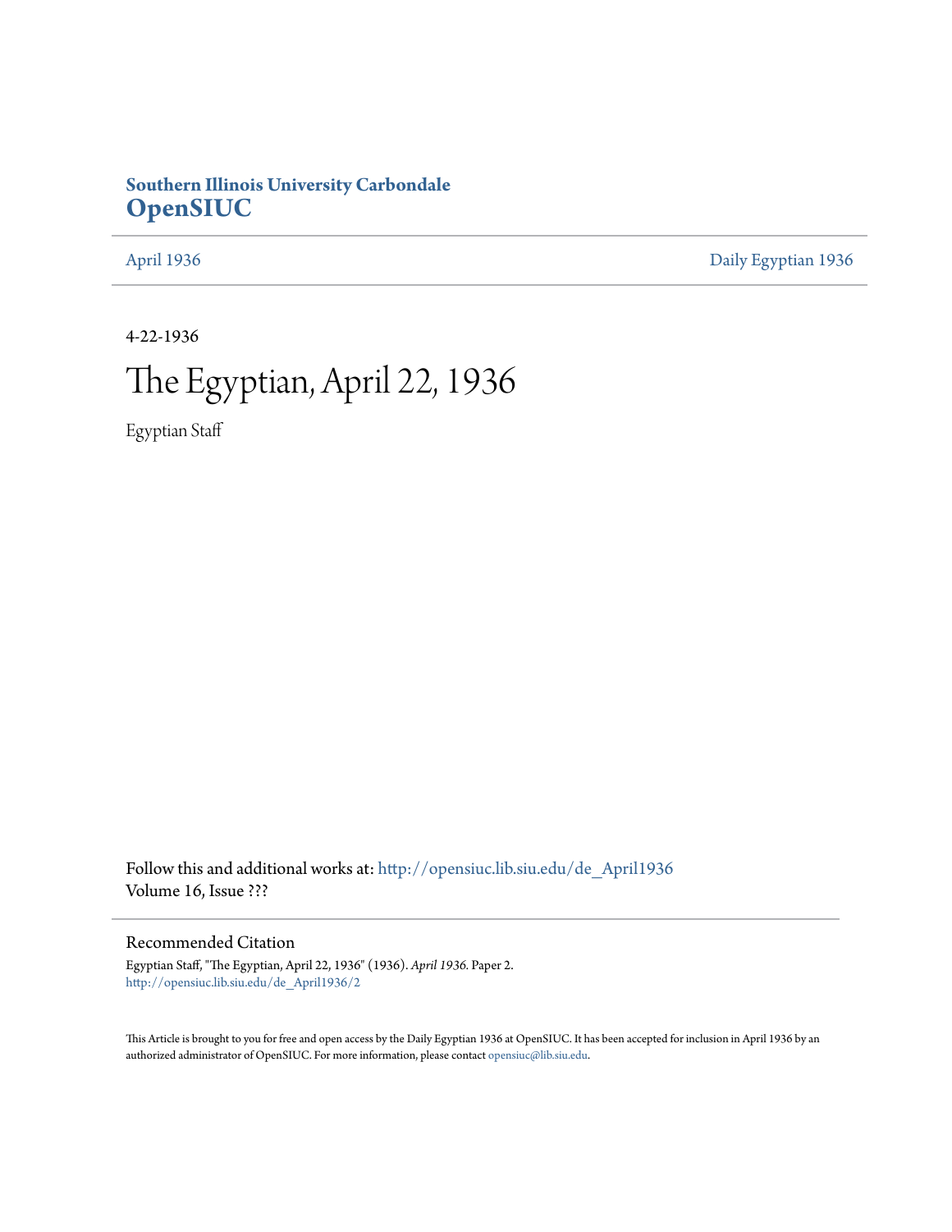**Southern Illinois University Carbondale**
**OpenSIUC**

April 1936 | Daily Egyptian 1936

4-22-1936

# The Egyptian, April 22, 1936

Egyptian Staff

Follow this and additional works at: http://opensiuc.lib.siu.edu/de_April1936
Volume 16, Issue ???

## Recommended Citation

Egyptian Staff, "The Egyptian, April 22, 1936" (1936). *April 1936.* Paper 2.
http://opensiuc.lib.siu.edu/de_April1936/2

This Article is brought to you for free and open access by the Daily Egyptian 1936 at OpenSIUC. It has been accepted for inclusion in April 1936 by an authorized administrator of OpenSIUC. For more information, please contact opensiuc@lib.siu.edu.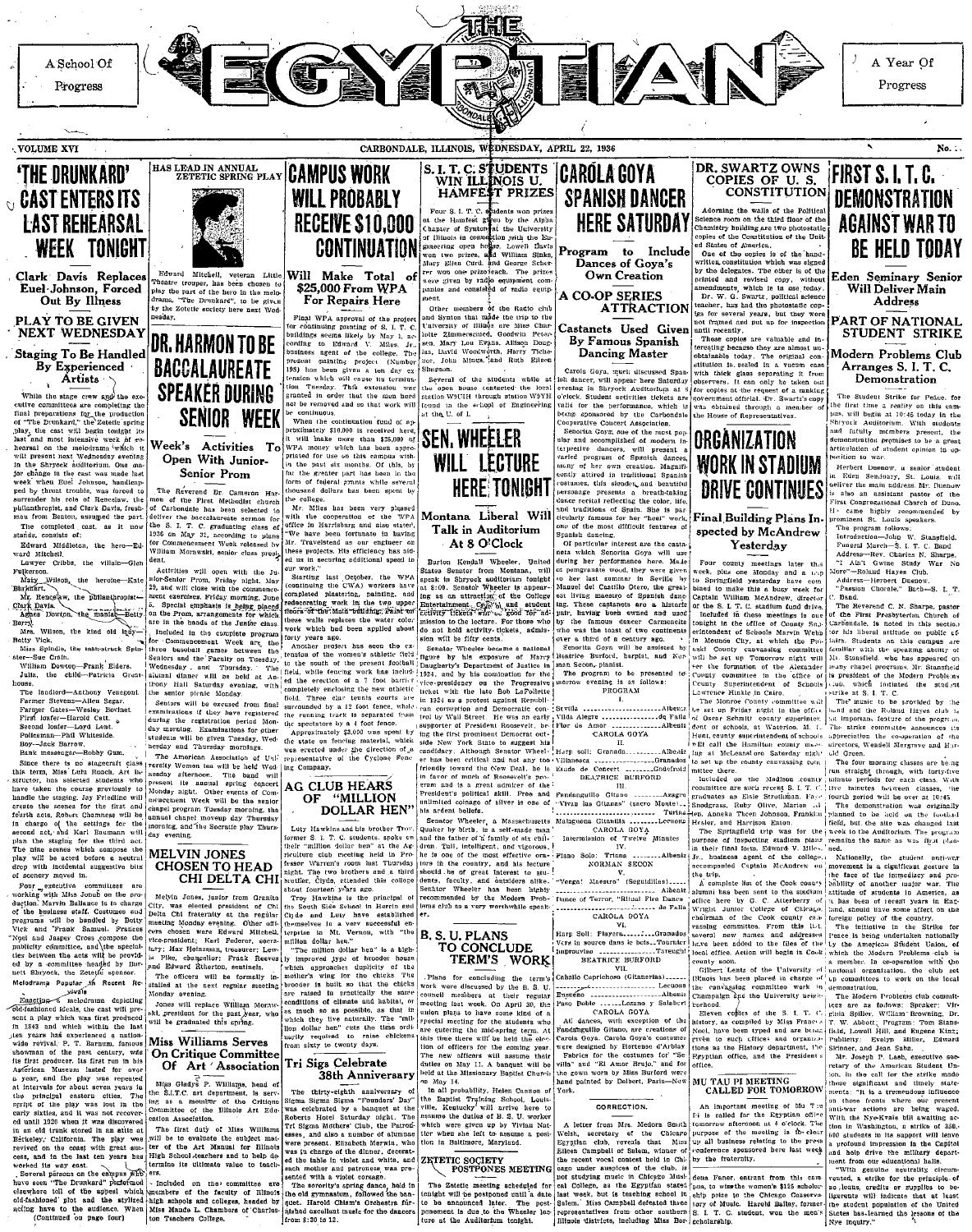A School Of Progress

# THE EGYPTIAN

A Year Of Progress

VOLUME XVI — CARBONDALE, ILLINOIS, WEDNESDAY, APRIL 22, 1936 — No.

## 'THE DRUNKARD' CAST ENTERS ITS LAST REHEARSAL WEEK TONIGHT

### Clark Davis Replaces Euel Johnson, Forced Out By Illness

### PLAY TO BE GIVEN NEXT WEDNESDAY

### Staging To Be Handled By Experienced Artists

While the stage crew and the executive committees are completing the final preparations for the production of "The Drunkard," the Zetetic spring play, the cast will begin tonight its last and most intensive week of rehearsal on the melodrama which it will present next Wednesday evening in the Shryock auditorium. One major change in the cast was made last week when Euel Johnson, handicapped by throat trouble, was forced to surrender his role of Rencelaw, the philanthropist, and Clark Davis, freshman from Benton, assumed the part.

The completed cast, as it now stands, consists of:

Edward Middleton, the hero—Edward Mitchell.

Lawyer Cribbs, the villain—Glen Fulkerson.

Mary Wilson, the heroine—Kate Burkhart.

Mr. Rencelaw, the philanthropist—Clark Davis.

Agnes Dowton, the maniac—Betty Berry.

Mrs. Wilson, the kind old lady—Betty Vick.

Miss Spindle, the man-struck Spinster—Sue Cain.

William Dowton—Frank Elders.

Julia, the child—Patricia Greathouse.

The landlord—Anthony Venegoni.

Farmer Stevens—Allen Segar.

Farmer Gates—Wesley Bovinet.

First loafer—Harold Catt.

Second loafer—Loyd Lent.

Policeman—Phil Whiteside.

Boy—Jack Barrow.

Bank messenger—Bobby Gum.

Since there is no stagecraft class this term, Miss Lulu Roach, art instructor, has selected students who have taken the course previously to handle the staging. Jay Friedline will create the scenes for the first and fourth acts, Robert Chamness will be in charge of the settings for the second act, and Karl Baumann will plan the staging for the third act. The nine scenes which compose the play will be acted before a neutral drop with incidental suggestive bits of scenery moved in.

Four executive committees are working with Miss Jonah on the production. Marvin Ballance is in charge of the business staff. Costumes and programs will be handled by Betty Vick and Frank Samuel. Frances Noel and Jasper Cross compose the publicity committee, and the specialties between the acts will be provided by a committee headed by Burnett Shryock, the Zetetic sponsor.

### Melodrama Popular in Recent Revivals

Enacting a melodrama depicting old-fashioned ideals, the cast will present a play which was first produced in 1843 and which within the last ten years has experienced a nation-wide revival. P. T. Barnum, famous showman of the past century, was the first producer. Its first run in his American Museum lasted for over a year, and the play was repeated at intervals for about seven years in the principal eastern cities. The script of the play was lost in the early sixties, and it was not recovered until 1926 when it was discovered in an old trunk stored in an attic at Berkeley, California. The play was revived on the coast with great success, and in the last ten years has worked its way east.

Several persons on the campus who have seen "The Drunkard" performed elsewhere tell of the appeal which old-fashioned plot and the stylized acting have to the audience. When

(Continued on page four)

---

## HAS LEAD IN ANNUAL ZETETIC SPRING PLAY

Edward Mitchell, veteran Little Theatre trouper, has been chosen to play the part of the hero in the melodrama, "The Drunkard," to be given by the Zetetic society here next Wednesday.

## DR. HARMON TO BE BACCALAUREATE SPEAKER DURING SENIOR WEEK

### Week's Activities To Open With Junior-Senior Prom

The Reverend Dr. Cameron Harmon of the First Methodist church of Carbondale has been selected to deliver the baccalaureate sermon for the S. I. T. C. graduating class of 1936 on May 31, according to plans for Commencement Week released by William Morawski, senior class president.

Activities will open with the Junior-Senior Prom, Friday night, May 29, and will close with the commencement exercises, Friday morning, June 5. Special emphasis is being placed on the Prom, arrangements for which are in the hands of the Junior class.

Included in the complete program for Commencement Week are the three baseball games between the Seniors and the Faculty on Tuesday, Wednesday, and Thursday. The alumni dinner will be held at Anthony Hall Saturday evening, with the senior picnic Monday.

Seniors will be excused from final examinations if they have registered during the registration period Monday morning. Examinations for other students will be given Tuesday, Wednesday and Thursday mornings.

The American Association of University Women tea will be held Wednesday afternoon. The band will present its annual spring concert Monday night. Other events of Commencement Week will be the senior chapel program Tuesday morning, the annual chapel moveup day Thursday morning, and the Socratic play Thursday evening.

## MELVIN JONES CHOSEN TO HEAD CHI DELTA CHI

Melvin Jones, junior from Granite City, was elected president of Chi Delta Chi fraternity at the regular meeting Monday evening. Other officers chosen were Edward Mitchell, vice-president; Karl Federer, secretary; Max Heinzman, treasurer; Lewis Pike, chaplain; Frank Reeves and Edward Etherton, sentinels.

The officers will be formally installed at the next regular meeting Monday evening.

Jones will replace William Morawski, president for the past year, who will be graduated this spring.

## Miss Williams Serves On Critique Committee Of Art Association

Miss Gladys P. Williams, head of the S.I.T.C. art department, is serving as a member of the Critique Committee of the Illinois Art Education Association.

The first duty of Miss Williams will be to evaluate the subject matter of the Art Manual for Illinois High School teachers and to help determine its ultimate value to teachers.

Included on the committee are members of the faculty of Illinois high schools and colleges, headed by Miss Maude L. Chambers of Charleston Teachers College.

---

## CAMPUS WORK WILL PROBABLY RECEIVE $10,000 CONTINUATION

### Will Make Total of $25,000 From WPA For Repairs Here

Final WPA approval of the project for continuing painting of S. I. T. C. buildings seems likely by May 1, according to Edward V. Miles, Jr., business agent of the college. The present painting project (Number 198) has been given a ten day extension which will cause its termination Tuesday. This extension was granted in order that the men need not be removed and so that work will be continuous.

When the continuation fund of approximately $10,000 is received here, it will make more than $25,000 of WPA money which has been appropriated for use on this campus within the past six months. Of this, by far the greater part has been in the form of federal grants while several thousand dollars has been spent by the college.

Mr. Miles has been very pleased with the cooperation of the WPA office in Harrisburg and also stated, "We have been fortunate in having Mr. Travelstead as our engineer on these projects. His efficiency has aided us in securing additional speed in our work."

Starting last October, the WPA continuing the CWA workers have completed plastering, painting, and redecorating work in the two upper floors of the Main building. Paint on these walls replaces the water color work which had been applied about forty years ago.

Another project has been the extension of the women's athletic field to the south of the present football field, while fencing work has included the erection of a 7 foot barrier completely enclosing the new athletic field. Three clay tennis courts are surrounded by a 12 foot fence, while the running track is separated from the spectators by a 4 foot fence.

Approximately $3,000 was spent by the state on fencing material, which was erected under the direction of a representative of the Cyclone Fencing Company.

## AG CLUB HEARS OF "MILLION DOLLAR HEN"

Lucy Hawkins and his brother Troy, former S. I. T. C. students, spoke on their "million dollar hen" at the Agriculture club meeting held in Professor Warren's room last Thursday night. The two brothers and a third brother, Clyde, attended this college about fourteen years ago.

Troy Hawkins is the principal of the South Side School in Herrin and Clyde and Lucy have established themselves in a very successful enterprise in Mt. Vernon, with "the million dollar hen."

"The million dollar hen" is a highly improved type of brooder house which approaches duplicity of the mother's wing for the chicks. The brooder is built so that the chicks are raised in practically the same conditions of climate and habitat, or as much so as possible, as that in which they live naturally. The "million dollar hen" cuts the time ordinarily required to raise chickens from sixty to twenty days.

## Tri Sigs Celebrate 38th Anniversary

The thirty-eighth anniversary of Sigma Sigma Sigma "Founders' Day" was celebrated by a banquet at the Roberts Hotel Saturday night. The Tri Sigma Mothers' Club, the Patronesses, and a number of alumnae were present. Elizabeth Merwin, who was in charge of the dinner, decorated the table in violet and white, and each mother and patroness was presented with a violet corsage.

The sorority's spring dance, held in the old gymnasium, followed the banquet. Harold Chism's Orchestra furnished excellent music for the dancers from 8:30 to 12.

---

## S. I. T. C. STUDENTS WIN ILLINOIS U. HAMFEST PRIZES

Four S. I. T. C. students won prizes at the Hamfest given by the Alpha Chapter of Synton at the University of Illinois in connection with the Engineering open house. Lowell Davis won two prizes, and William Sinks, Mary Ellen Curd, and George Scherrer won one prize each. The prizes were given by radio equipment companies and consisted of radio equipment.

Other members of the Radio club and Synton that made the trip to the University of Illinois are Miss Charlotte Zimmerschied, Goodwin Petersen, Mary Lou Evans, Allison Douglas, David Woodworth, Harry Tichenor, John Mings, and Ruth Eileen Simpson.

Several of the students while at the open house contacted the local station W9CIH through station W9YH found in the school of Engineering at the U. of I.

## SEN. WHEELER WILL LECTURE HERE TONIGHT

### Montana Liberal Will Talk in Auditorium At 8 O'Clock

Burton Kendall Wheeler, United States Senator from Montana, will speak in Shryock auditorium tonight at 8:00. Senator Wheeler is appearing as an attraction of the College Entertainment Course, and student activity tickets will be good for admission to the lecture. For those who do not hold activity tickets, admission will be fifty cents.

Senator Wheeler became a national figure by his exposure of Harry Daugherty's Department of Justice in 1924, and by his nomination for the vice-presidency on the Progressive ticket with the late Bob LaFollette in 1924 as a protest against Republican corruption and Democratic control by Wall Street. He was an early supporter of President Roosevelt, being the first prominent Democrat outside New York State to suggest his candidacy. Although Senator Wheeler has been critical and not any too friendly toward the New Deal, he is in favor of much of Roosevelt's program and is a great admirer of the President's political skill. Free and unlimited coinage of silver is one of his ardent beliefs.

Senator Wheeler, a Massachusetts Quaker by birth, is a self-made man and the father of a family of six children. Tall, intelligent, and vigorous, he is one of the most effective orators in the country, and his lecture should be of great interest to students, faculty, and outsiders alike. Senator Wheeler has been highly recommended by the Modern Problems club as a very worthwhile speaker.

## B. S. U. PLANS TO CONCLUDE TERM'S WORK

Plans for concluding the term's work were discussed by the B. S. U. council members at their regular meeting last week. On April 30, the union plans to have some kind of a special meeting for the students who are entering the mid-spring term. At this time there will be held the election of officers for the coming year. The new officers will assume their duties on May 11. A banquet will be held at the Missionary Baptist Church on May 14.

In all probability, Helen Cannon of the Baptist Training School, Louisville, Kentucky will arrive here to assume the duties of B. S. U. worker which were given up by Vivian Nutter when she left to assume a position in Baltimore, Maryland.

## ZETETIC SOCIETY POSTPONES MEETING

The Zetetic meeting scheduled for tonight will be postponed until a date to be announced later. The postponement is due to the Wheeler lecture at the Auditorium tonight.

---

## CAROLA GOYA SPANISH DANCER HERE SATURDAY

### Program to Include Dances of Goya's Own Creation

### A CO-OP SERIES ATTRACTION

### Castanets Used Given By Famous Spanish Dancing Master

Carola Goya, much discussed Spanish dancer, will appear here Saturday evening in Shryock Auditorium at 8 o'clock. Student activities tickets are valid for the performance, which is being sponsored by the Carbondale Cooperative Concert Association.

Senorita Goya, one of the most popular and accomplished of modern interpretive dancers, will present a varied program of Spanish dances, many of her own creation. Magnificently attired in traditional Spanish costumes, this slender and beautiful personage presents a breathtaking dance recital reflecting the color, life, and traditions of Spain. She is particularly famous for her "heel" work, one of the most difficult features of Spanish dancing.

Of particular interest are the castanets which Senorita Goya will use during her performance here. Made of pomegranate wood, they were given to her last summer in Seville by Manuel del Castillo Otero, the greatest living maestro of Spanish dancing. These castanets are a historic pair, having been owned and used by the famous dancer Carmencita who was the toast of two continents over a third of a century ago.

Senorita Goya will be assisted by Beatrice Burford, harpist, and Norman Secon, pianist.

The program to be presented tomorrow evening is as follows:

PROGRAM

I.

Sevilla ..... Albeniz
Vida Alegre ..... de Falla
Flor de Amor ..... Albeniz
CAROLA GOYA

II.

Harp soli: Granada ..... Albeniz
Un Almanesa ..... Granados
Etude de Concert ..... Godefroid
BEATRICE BURFORD

III.

Fandanguillo Gitano ..... Azagra
"Viva las Gitanas" (sacro Monte) ..... Turina
Malaguena Gitanilla ..... Lecuona
CAROLA GOYA

Intermission of Twelve Minutes

IV.

Piano Solo: Triana ..... Albeniz
NORMAN SECON

V.

"Verga! Maestro" (Seguidillas) ..... Albeniz
Dance of Terror, "Ritual Fire Dance ..... de Falla
CAROLA GOYA

VI.

Harp Soli: Playera ..... Granados
Vers la source dans le bois ..... Tournier
Impromptu ..... Taregui
BEATRICE BURFORD

VII.

Caballo Caprichoso (Gitanerias) ..... Lecuona
Ensueno ..... Albeniz
Paso Doble ..... Lozano y Salabert
CAROLA GOYA

All dances, with exception of the Fandanguillo Gitano, are creations of Carola Goya. Carola Goya's costumes were designed by Hortense d'Arblay. Fabrics for the costumes for "Sevilla" and "El Amor Brujo," and for the gown worn by Miss Burford were hand painted by Delbert, Paris—New York.

## CORRECTION.

A letter from Mrs. Medora Smith Welsh, secretary of the Chicago Egyptian club, reveals that Miss Eileen Campbell of Salem, winner of the recent vocal contest held in Chicago under auspices of the club, is not studying music in Chicago Musical College, as the Egyptian stated last week, but is teaching school in Salem. Miss Campbell defeated three representatives from other southern Illinois districts, including Miss Bor-

---

## DR. SWARTZ OWNS COPIES OF U. S. CONSTITUTION

Adorning the walls of the Political Science room on the third floor of the Chemistry building are two photostatic copies of the Constitution of the United States of America.

One of the copies is of the handwritten constitution which was signed by the delegates. The other is of the printed and revised copy, without amendments, which is in use today.

Dr. W. G. Swartz, political science teacher, has had the photostatic copies for several years, but they were not framed and put up for inspection until recently.

These copies are valuable and interesting because they are almost unobtainable today. The original constitution is sealed in a vacuum case with thick glass separating it from observers. It can only be taken out for copies at the request of a ranking government official. Dr. Swartz's copy was obtained through a member of the House of Representatives.

## ORGANIZATION WORK IN STADIUM DRIVE CONTINUES

### Final Building Plans Inspected By McAndrew Yesterday

Four county meetings later this week, plus one Monday and a trip to Springfield yesterday have combined to make this a busy week for Captain William McAndrew, director of the S. I. T. C. stadium fund drive.

Included in these meetings is one tonight in the office of County Superintendent of Schools Marvin Webb in Mounds City, at which the Pulaski County canvassing committee will be set up. Tomorrow night will see the formation of the Alexander County committee in the office of County Superintendent of Schools Lawrence Hinkle in Cairo.

The Monroe County committee will be set up Friday night in the office of Oscar Schmidt county superintendent of schools, at Waterloo. M. L. Hunt, county superintendent of schools will call the Hamilton county committee at McLeansboro Saturday night to set up the county canvassing committee there.

Included on the Madison county committee are such recent S. I. T. C. graduates as Elsie Strothman, Fay Snodgrass, Ruby Olive, Marion ... Jean, Annella Theen Johnson, Franklin Hesler, and Harrison Eaton.

The Springfield trip was for the purpose of inspecting stadium plans in their final form. Edward V. Miles, Jr., business agent of the college, accompanied Captain McAndrew on the trip.

A complete list of the Cook county alumni has been sent to the stadium office here by G. C. Atterberry of Wright Junior College of Chicago, chairman of the Cook county canvassing committee. From this list several new names and addresses have been added to the files of the local office. Action will begin in Cook county soon.

Gilbert Leats of the University of Illinois has been placed in charge of the canvassing committee work in Champaign and the University neighborhood.

Eleven copies of the S. I. T. C. history, as compiled by Miss Frances Noel, have been typed and are being given to such offices and organizations as the History department, the Egyptian office, and the President's office.

## MU TAU PI MEETING CALLED FOR TOMORROW

An important meeting of Mu Tau Pi is called for the Egyptian office tomorrow afternoon at 4 o'clock. The purpose of the meeting is to clear up all business relating to the press conference sponsored here last week by the fraternity.

dena Faner, entrant from this campus, to win the women's $125 scholarship prize to the Chicago Conservatory of Music. Harold Bailey, former S. I. T. C. student, won the men's scholarship.

---

## FIRST S. I. T. C. DEMONSTRATION AGAINST WAR TO BE HELD TODAY

### Eden Seminary Senior Will Deliver Main Address

### PART OF NATIONAL STUDENT STRIKE

### Modern Problems Club Arranges S. I. T. C. Demonstration

The Student Strike for Peace, for the first time a reality on this campus, will begin at 10:45 today in the Shryock Auditorium. While students and faculty members present, the demonstration promises to be a great articulation of student opinion in opposition to war.

Herbert Duenow, a senior student in Eden Seminary, St. Louis, will deliver the main address. Mr. Duenow is also an assistant pastor of the First Congregational Church of Dupo. He came highly recommended by prominent St. Louis speakers.

The program follows:

Introduction—John W. Stansfield.

Funeral March—S. I. T. C. Band

Address—Rev. Charles N. Sharpe.

"I Ain't Gwine Study War No More"—Roland Hayes Club.

Address—Herbert Duenow.

"Passion Chorale," Bach—S. I. T. C. Band.

The Reverend C. N. Sharpe, pastor of the First Presbyterian Church of Carbondale, is noted in this section for his liberal attitude on public affairs. Students on this campus are familiar with the speaking ability of Mr. Stansfield, who has appeared on many chapel programs. Mr. Stansfield is president of the Modern Problems Club, which initiated the student strike at S. I. T. C.

The music to be provided by the band and the Roland Hayes club is an important feature of the program. The strike committee announces its appreciation the co-operation of the directors, Wendell Margrave and Harold Green.

The four morning classes are being run straight through, with forty-five minute periods for each class. With three minutes between classes, the fourth period will be over at 10:45.

The demonstration was originally planned to be held on the football field, but the site was changed last week to the Auditorium. The program remains the same as was first planned.

Nationally, the student anti-war movement is a significant gesture in the face of the immediacy and possibility of another major war. The attitude of students in America, as it has been of recent years in England, should have some effect on the foreign policy of the country.

The initiative in the Strike for Peace is being undertaken nationally by the American Student Union, of which the Modern Problems club is a member. In co-operation with the national organization, the club set up committees to work on the local demonstration.

The Modern Problems club committees are as follows: Speaker: Virginia Spiller, William Browning, Dr. T. W. Abbott. Program: Tom Stansfield, Lowell Hill, and Eugene Kinz. Publicity: Evelyn Miller, Edward Skinner, and Jean Sabo.

Mr. Joseph P. Lash, executive secretary of the American Student Union, in the call for the strike made these significant and timely statements: "It is a tremendous influence on those fronts where our present anti-war actions are being waged. With the Nye-Kvale bill awaiting action in Washington, a strike of 350,000 students in its support will leave a profound impression in the Capitol and help drive the military department from our educational halls.

"With genuine neutrality circumvented, a strike for the principle of no loans, credits or supplies to belligerents will indicate that at least the student population of the United States has learned the lessons of the Nye inquiry."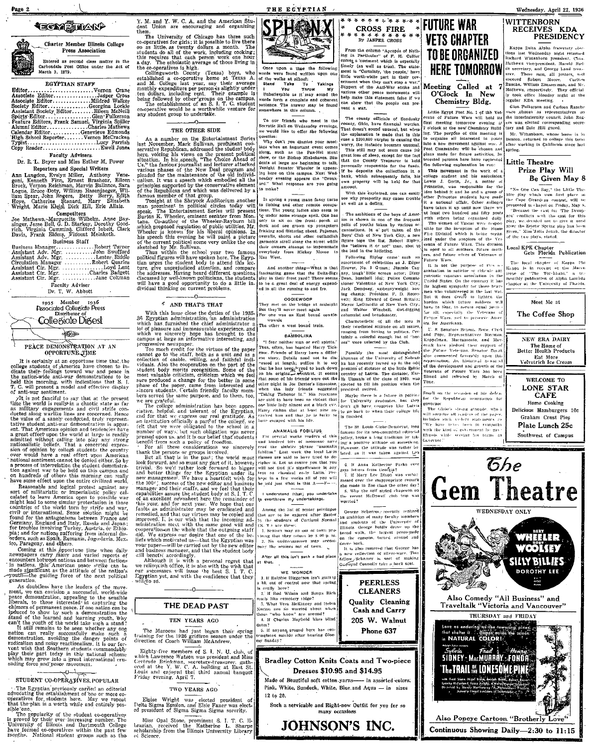# THE EGYPTIAN

Charter Member Illinois College Press Association

Entered as second class matter in the Carbondale Post Office under the Act of March 3, 1879.

## EGYPTIAN STAFF

Editor.....................Vernon Crane
Associate Editor.....................Jasper Cross
Associate Editor.....................Mildred Walker
Society Editor.....................Georgina Lockie
Assistant Society Editor.....................Eileen McNeill
Sports Editor.....................Glen Fulkerson
Feature Editors, Frank Samuel, Virginia Spiller
Alumni Editor.....................Charles Mathews
Calendar Editor.....................Genevieve Edmonds
High School Reporter.....................Vernon McCracken
Typist.....................Lucy Parrish
Copy Reader.....................Ewell Jones

### Faculty Advisers

Dr. R. L. Beyer and Miss Esther M. Power

### Reporters and Special Writers

Ann Langdon, Evelyn Miller, Anthony Venegoni, Kenneth Finn, Ernest Brashear, Eileen Brock, Vernon Reichman, Marvin Ballance, Sara Logue, Bruce Doty, William Hasenjaeger, William Spear, John Rogers, Betty Berry, Edith Hoye, Catherine Stanard, Mary Elizabeth Wright, Marie Klein, Dick Hill, Erle Allais.

### Competitors

Joe Mathews, Marguerite Wilhelm, Anne Baysinger, Jesse Bell, G. D. Starkey, Dorothy Goodrich, Virginia Cumming, Clifford Isbell, Clark Davis, Frank Elders, Vincent Meinkoth.

### Business Staff

Business Manager.....................Robert Turner
Assistant Adv. Mgr. .....................John Swofford
Assistant Adv. Mgr. .....................Lester Riddle
Circulation Manager.....................Robert Quarles
Assistant Cir. Mgr. .....................Loyd Lent
Assistant Cir. Mgr. .....................Charles Badgett
Assistant Cir. Mgr. .....................Jane Coltman

### Faculty Adviser

Dr. T. W. Abbott

1935 Member 1936
Associated Collegiate Press
Distributor of
Collegiate Digest

## PEACE DEMONSTRATION AT AN OPPORTUNE TIME

It is certainly at an opportune time that the college students of America have chosen to indicate their feelings toward war and peace in the nation-wide anti-war demonstrations to be held this morning, with indications that S. I. T. C. will present a model and effective display of anti-war sentiment.

It is not fanciful to say that at the present time the world is really in a chaotic state as far as military engagements and civil strife conducted along warlike lines are concerned. Hence the value of a sanely conducted, truly representative student anti-war demonstration is apparent. That American opinion and tendencies have a great effect upon the world at large is readily admitted without calling into play any strong nationalistic beliefs. That a concerted expression of opinion by college students the country over would have a real effect upon American national sentiment cannot be denied either. So by a process of interrelation the student demonstration against war to be held on this campus and on hundreds of others this morning can really have some effect upon the entire civilized world.

Reasonable and logical protest against any sort of militaristic or imperialistic policy calculated to leave America open to possible war might lead to some similar protestation in those countries of the world torn by strife and war, civil or international. Some solution might be found for the antagonisms between France and Germany, England and Italy, Russia and Japan; for troubles involving Turkey, Austria, or Ethiopia; and for nations suffering from internal disorders, such as Spain, Rumania, Jugoslavia, Mexico, Paraguay, and others.

Coming at this opportune time when daily newspapers carry many and varied reports of encounters between nations and between factions in nations, this American peace strike can be made significant as the attitude of the nation's youth—the guiding force of the next political generation.

As doubtless have the leaders of the movement, we can envision a successful, world-wide peace demonstration, appealing to the sensible liberals, to those interested in capturing the chimera of permanent peace. If one nation can be induced to show by such a demonstration the stand of the learned and learning youth, why can't the youth of the world take such a stand?

It still remains to be seen whether any one nation can really successfully make such a demonstration, avoiding the danger points of radicalism and noisy reactionalism. It is our fervent wish that Southern students commendably play their part today in this national scheme which may grow into a great international crusading force and peace movement.

## STUDENT CO-OPERATIVES POPULAR

The Egyptian previously carried an editorial advocating the establishment of one or more co-operatives for students here. May we repeat that the plan is a worth while and entirely possible one.

The popularity of the student co-operatives is proved by their ever increasing number. The University of Illinois and Dartmouth College have formed co-operatives within the past few months. National student groups such as the Y. M. and Y. W. C. A. and the American Student Union are encouraging and organizing them.

The University of Chicago has three such co-operatives for girls; it is possible to live there on as little as twenty dollars a month. The students do all of the work, including cooking; this requires that each person work one hour a day. The scholastic average of those living in the co-operatives is high.

Collingsworth County (Texas) boys, who established a co-operative home at Texas A. and M. College last year, say their average monthly expenditure per person is slightly under ten dollars, including rent. Their example is being followed by other groups on the campus.

The establishment of an S. I. T. C. student co-operative would be a worthwhile venture for any student group to undertake.

## THE OTHER SIDE

As a number on the Entertainment Series last November, Mark Sullivan, prominent conservative Republican, addressed the student body here, voicing his views on the present political situation. In his speech, "The Choice Ahead of Us," the famous journalist and lecturer attacked various phases of the New Deal program and pleaded for the maintenance of the old individualism. It was a speech which embodied all the principles supported by the conservative element of the Republican and which was delivered by a famous member of that group.

Tonight at the Shryock Auditorium another man prominent in political circles today will speak. The Entertainment Series will present Burton K. Wheeler, eminent senator from Montana. Co-author of the Wheeler-Rayburn bill which proposed regulation of public utilities, Mr. Wheeler is known for his liberal opinions. In his speech this evening he will paint a picture of the current political scene very unlike the one sketched by Mr. Sullivan.

Thus within the school year two famous political figures will have spoken here. The Egyptian urges the student body to attend this lecture, give unprejudiced attention, and compare the addresses. Having heard different questions discussed by well-known politicians, the students will have a good opportunity to do a little individual thinking on current problems.

## AND THAT'S THAT

With this issue close the duties of the 1935-36 Egyptian administration, an administration which has furnished the chief administrator a lot of pleasure and immeasurable experience, and which we sincerely hope has brought to the campus at large an informative interesting, and progressive newspaper.

Too much credit for the virtues of the paper cannot go to the staff, both as a unit and as a collection of capable, willing, and faithful individuals. Also the cooperation on the part of the student body merits recognition. Some of the most valuable criticism, criticism which we feel sure produced a change for the better in some phase of the paper, came from interested and sincere students. Certain friendly faculty members have served the same purpose, and to them, too, we are grateful.

The college administration has been appreciative, helpful, and tolerant of the Egyptian, and for that we express our real gratitude. As an institution officially a part of the college, we felt that we were obligated to the school in a number of ways; but such obligation was never pressed upon us, and it is our belief that students benefit from such a policy of freedom.

For all these considerations we sincerely thank the persons or groups involved.

But all that is in the past; the world must look forward, and so must any part of it, however trivial. So we'd rather look forward to bigger and better things for the Egyptian under its new management. We have a heartfelt wish for the 100% success of the new editor and business manager and their staffs, and we feel that their capabilities assure the student body at S. I. T. C. of an excellent newssheet here the remainder of this year, and for next year. We hope that our faults as administrator may be eradicated and remedied, and that our virtues may be copied and improved. It is our wish that the incoming administration meet with the same good will and cooperation on the whole that the outgoing staff did. We express our desire that one of the beliefs which motivated us—that the Egyptian was your paper—will be carried out by the new editor and business manager, and that the student body will benefit accordingly.

Although it is with a personal regret that we relinquish office, it is also with the wish that our successors will issue the best S. I. T. C. Egyptian yet, and with the confidence that they will do so.

## THE DEAD PAST

### TEN YEARS AGO

The Maroons had just begun their spring training for the 1926 gridiron season under the direction of Coach William McAndrew.

Eighty-five members of S. I. N. U. club, of which Lawrence Watson was president and Miss Gertrude Brinkman, secretary-treasurer, gathered at the Y. W. C. A. building at East St. Louis and enjoyed their third annual banquet Friday evening, April 7.

### TWO YEARS AGO

Eloise Wright was elected president of Delta Sigma Epsilon, and Elsie Faner was elected president of Sigma Sigma Sigma sorority.

Miss Opal Stone, prominent S. I. T. C. librarian, received the Katherine L. Sharpe scholarship from the Illinois University Library of Science.

## SPHINX

Once upon a time the following words were found written upon one of the walks at school:

Stand Take To Takings
You Throw My

Unbelievable as it may sound the words form a complete and coherent sentence. The answer may be found somewhere in this column.

To our friends who meet in the Socratic Hall on Wednesday evenings, we would like to offer the following question:

Why don't you dismiss your meetings when an important event comes along, such as the Pan-Hel stunt show, or the Bishop Misbehaves. Students at large are beginning to talk. Tonight Senator Wheeler is appearing here on this campus. Next Wednesday evening appears the "Drunkard." What response are you going to make?

In spring a young mans fancy turns to fishing and other remote occupations. The young ladies also seem to be under some strange spell. One has only to sit on the front porch at dusk and see grown up youngsters frisking and flittering about. Pajamas, overalls, shorts and other outlandish garments stroll along the street while their owners attempt to impersonate everybody from Mickey Mouse to Mae West.

And another thing—What is that fascinating game that the Delta-Sigs play in their front yard? There seems to be a great deal of energy expended in all the running to and fro.

### OODIEWOOP

They met on the bridge at midnight
But they'll never meet again
For one was an East bound cowsiewowsie
The other a west bound train.

### BAMBOLINA

"I fear neither man or evil spirits." Thus, often, has boasted Harry Tichenor. Friends of Harry have a different story. Details need not be discussed at length; suffice it to say that he has been forced to back down on his original statement. It seems that some of his friends were out the other night in Joe Dexter's limousine, when the lady friends suggested "Taking Tichenor in." His reactions are said to have been so violent that one little lady almost got a black eye. Harry claims that at least one wizard was around him and that he is lucky to have escaped with his life.

### ANAMALIS FOBILIUS

For several weeks readers of this and kindred bits of nonsense have read the little phrase "anamalis fobilius." Last week the local Latin classes are said to have tried to decipher it. Let us assure you that you will not find its significance in any text on classical early Latin. Perhaps in a few weeks all of you will be told just what is this A———F———.

I understand (that) you undertake to overthrow my undertakings.

Among the list of senior privileges that are to be enjoyed after Easter by the students of Cortland Normal (N. Y.) are these:

1. Seniors may go out of town providing that they return by 8:00 p.m.
2. No underclassmen may accompany the seniors out of town.

After all this isn't such a bad place at that.

### WE WONDER

1. If Raintie Higgerson isn't going a bit out of control now that spring is really here?
2. If Red Wilson and Sonya Rich really like cemetery ridge?
3. What Vera McKinney and Helen Norton are so worried about when those "who know" are around?
4. If Charles Mayfield likes blind dates?
5. If anyone around here has contemplated suicide after hearing Gloomy Sunday?

## CROSS FIRE
By JASPER CROSS

From the column "Apropos of Nothing in Particular" of F. H. Collier comes a comment which is especially timely (as well as true). The statement is "Certainly, 'the people,' have little worth-while part in their government when they can't stop a war." Support of the Anti-War strike and various other peace movements will help make this statement false if we can show that the people can prevent a war.

The county officials of Sandusky county, Ohio, have financial worries. That doesn't sound unusual, but when the explanation is made that in this case a $200,000 surplus is causing the worry, the instance becomes unusual. This still may not seem cause for great loss of sleep, except for the fact that the County Treasurer is held personally responsible for the funds. If he deposits the collections in a bank, which subsequently fails, his own property will be held for that amount.

With this explained, one can easily see why prosperity may cause trouble as well as a deficit.

The ambitions of the boys of America is shown in one of the frequent polls of youths taken by various organizations. In a poll taken of the Boys' Club of New York City, a new figure tops the list. Robert Ripley, the "believe it or not" man, shot to the lead in the balloting.

Following Ripley come such an assortment of celebrities as J. Edgar Hoover, No. 1 G-man; Jimmie Casney, tough little screen actor; Dizzy Dean, baseball idol; Police Commissioner Valentine of New York City; Jack Dempsey, ex-heavyweight boxing champ; President F. D. Roosevelt; King Edward of Great Britain; Mayor LaGuardia of New York City; and Walter Winchell, dirt-digging columnist and broadcaster.

Characteristic of all the men is their two-fisted attitude on all issues, ranging from boxing to politics. Certainly a colorful enough list of "heroes" were selected by the Club.

Possibly the most distinguished alumnus of the University of Nebraska has recently turned up in the odd position of dictator of the little Baltic country of Latvia. The dictator, Karlis Ulmanis of the class of 1909, was elected to fill his position when the president retired.

Maybe there is a future in politics for University graduates, but they don't all have countries like Latvia to go back to when their college life is finished.

The St. Louis Globe-Democrat, long famous for its non-committal editorial policy, broke a long tradition by taking a positive attitude on something. However, the attitude was rather belated, as it was taken against Lon...

6. If Anna Katherine Parks ever gets letters from Georgia?
7. If Mary Lee Dixon was embarrassed over the inappropriate remark she made in Zoo class the other day?
8. Why the self styled chaperon on the recent McDowell club trip was worried?

George Scherrer recently realized an ambition of many faculty members and students of the University of Illinois—he boldly drove up the broad walk, the largest promenade on the campus, turned around and drove back.

It is also rumored that George has a new collection of silverware. This fellow Scherrer is sort of making Gus-eyed Connolly take a back seat.

## FUTURE WAR VETS CHAPTER TO BE ORGANIZED HERE TOMORROW

### Meeting Called at 7 O'Clock In New Chemistry Bldg.

Little Egypt Post No. 1 of the Veterans of Future Wars will hold its first meeting tomorrow evening at 7 o'clock at the new Chemistry Building. The purpose of this meeting is to organize all interested in peace into a new movement against war. A Post Commander will be chosen and plans made for future activities. Interested persons have been requested the following explanation be run:

This movement is the work of a college student and his associates. Lewis J. Gorin, Jr., a senior at Princeton, was responsible for the idea behind it and he and a group of other Princeton students have made it a national affair. Other colleges have taken it up until now there are at least two hundred and fifty posts with others being organized daily.

The women of Vassar were responsible for the inception of the Home Fire Division which is being organized under the auspices of the Veterans of Future Wars. This division is open to all mothers, future mothers, and future wives of Veterans of Future Wars.

It is not the purpose of this organization to satirize or ridicule any patriotic veterans association in the United States. On the contrary it has the highest sympathy for those brave men who volunteered in the last war. But it does desire to lighten the burden which future soldiers will have to bear, to secure equal justice for all, especially the Veterans of Future Wars, and to preserve America for Americans.

U. S. Senators Benson, Bone, Clark and Pope, Representatives Bierman, Kopplemann, Marcantonio, and Maverick have pledged their support of the Future Veterans. Senator Borah also commented favorably upon this organization. An historical record of the development and growth of the Veterans of Future Wars has been filmed and released by March of Time.

Small on the occasion of his defeat for the Republican nomination for governor.

The Globe's strong attitude, which will surprise all readers of the paper, includes such violent statements as "We have never been in sympathy with the kind of government in Illinois while serving his terms as Governor."

## PEERLESS CLEANERS

Quality Cleaning
Cash and Carry
205 W. Walnut
Phone 637

## Bradley Cotton Knits Coats and Two-piece Dresses $10.95 and $14.95

Made of Beautiful soft cotton yarns—in assorted colors, Pink, White, Sundeck, White, Blue and Aqua — in sizes 12 to 20.

Such a serviceable and Right-now Outfit for you for so many occasions

## JOHNSON'S INC.

## WITTENBORN RECEIVES KDA PRESIDENCY

Kappa Delta Alpha fraternity elections last Wednesday night returned Richard Wittenborn president, Chas. Mathews vice-president, Harold Rudolph secretary, and George Land treasurer. These men, all juniors, will succeed Robert Moore, Carlton Rasche, William Zimmerman, and Mr. Mathews, respectively. They officially took office Monday night at the regular KDA meeting.

Glen Fulkerson and Carlton Rasche were chosen as representatives on the interfraternity council. John Rogers was elected corresponding secretary and Dale Hill guard.

Mr. Wittenborn, whose home is in Benton, returned to college this term after working in California since last spring.

## Little Theatre Prize Play Will Be Given May 8

"No One Can Say," the Little Theatre play which won first place in the Zetetic-Christrian contest, will be presented in chapel on Friday, May 8. Because the cast for "The Drunkard" conflicts with the cast for this play, we decided not to give it until after the Zetetic Spring play has been given," Miss Julia Jonah, the director of the two plays, stated.

## Local KPK Chapter Gets Florida Publication

The local chapter of Kappa Phi Kappa is in receipt of the March issue of "The Tor-blight," a tri-monthly publication of Alpha Lambda chapter at the University of Florida.

Meet Me at
The Coffee Shop

NEW ERA DAIRY
The Home of Better Health Products
Eat More
Velvetrich Ice Cream

WELCOME TO
LONE STAR CAFE
Home Cooking
Delicious Hamburgers 10c
Graham Crust Pies
Plate Lunch 25c
Southwest of Campus

## The Gem Theatre

WEDNESDAY ONLY

Bert Wheeler, Robert Woolsey, Silly Billies, Dorothy Lee

Also Comedy "All Business" and Traveltalk "Victoria and Vancouver"

THURSDAY and FRIDAY

Sylvia Sidney, Fred MacMurray, Henry Fonda — The Trail of the Lonesome Pine — in Natural Color!

Also Popeye Cartoon "Brotherly Love"

Continuous Showing Daily—2:30 to 11:15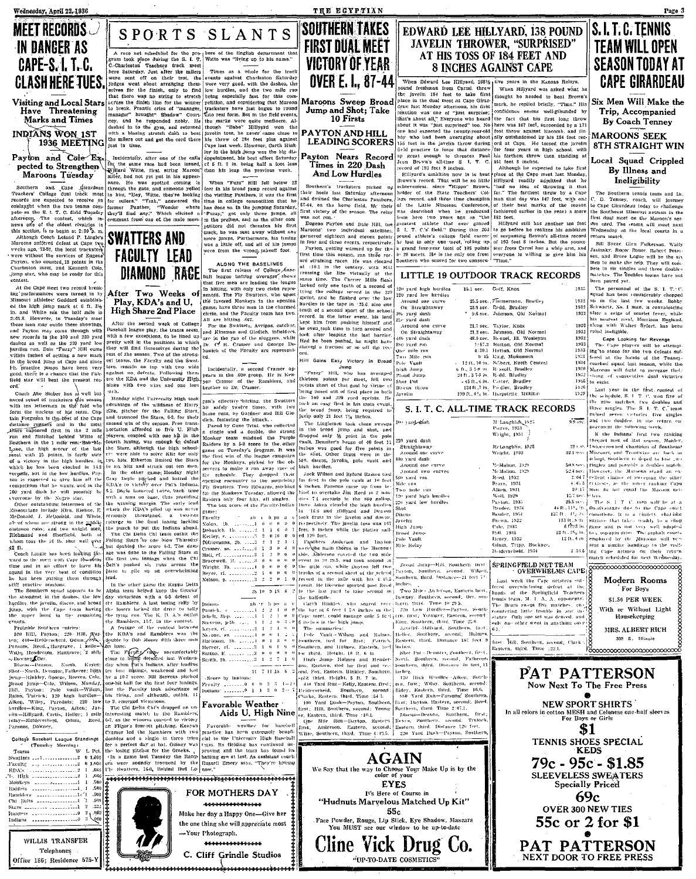# MEET RECORDS IN DANGER AS CAPE-S. I. T. C. CLASH HERE TUES.

## Visiting and Local Stars Have Threatening Marks and Times

### INDIANS WON 1ST 1936 MEETING

### Payton and Cole Expected to Strengthen Maroons Tuesday

Southern and Cape Girardeau Teachers' College dual track meet records are expected to receive an onslaught when the two teams compete on the S. I. T. C. field Tuesday afternoon. The contest, which renews one of the oldest rivalries in this section, is to begin at 2:30 p. m.

Although Coach Leland P. Lingle's Maroons suffered defeat at Cape two weeks ago, 73-57, the local tracksters were without the services of Eugene Payton, who counted 15 points in the Charleston meet, and Kenneth Cole, jump star, who may be ready for this contest.

At the Cape meet two record breaking performances were turned in by Missouri athletes: Goddard established the high jump mark at 6 ft. 3½ in. and White ran the half mile in 2:01.8. However, in Tuesday's meet these men may outdo these showings, and Payton may come through with new records in the 100 and 220 yard dashes as well as the 220 yard low hurdles run. Dale "Fuzzy" Hill came within inches of setting a new mark in the broad jump at Cape and since his practice jumps have been very good, there is a chance that the Fairfield star will beat the present record.

Coach Abe Stuber has a well balanced squad of tracksters this season with ten lettermen in the fold who form the nucleus of his team. Captain Ferguson is the best of the Cape distance runners, and in the meet there captured first in the 2 mile run and finished behind White of Southern in the 1 mile run. Bob Muller, Lane, the high scorer of the last meet with 15 points, is fairly sure of a victory in the high hurdles, in which he has been clocked in 14.8 seconds, but in the low hurdles, Payton is expected to give him all the competition that he wants, and in the 100 yard dash he will possibly be everyone by the Negro star.

Other outstanding lettermen of the Missourians include Kirn, Kiehne, E. McDonald, J. McDonald, and White, all of whom are strong in the middle distance runs; and two weight men, Richmond and Sheffield, both of whom toss the 16 lb. shot well over 42 ft.

Coach Lingle has been looking forward to the meet with Cape this time and in an effort to have his squad in the very best of condition he has been putting them through stiff practice sessions.

The Southern squad appears to be the strongest in the dashes, the low hurdles, the javelin, discus, and broad jump, with the Cape team having the upper hand in the remaining events.

Probable Southern entries:

100 Hill, Payton; 220 Hill, Payton; 440—Heiderscheid, Odum, Reed, Parsons, Reed, Hargrave; 1 mile—White, Henderson, Hargrave; 2 mile—Downey, Orr.

Discus—Deason, North, Kayes; Shot—North, Deaster, Fatheree; High jump—Hinkley, George, Reeves, Cole; Broad jump—Cole, Wilson, Munday, Hill, Payton; Pole vault—Wilson, Raines, Patrick; 120 high hurdles—Aiken, Wiley, Paredutz; 220 low hurdles—King, Payton, Aiken; Javelin—Hillyard, Curtis, Heller; 1 mile relay—Heiderscheid, Odum, Reed, Parsons, Downey.

### College Baseball League Standings (Tuesday Morning)

| Teams | W | L | Pct. |
|---|---|---|---|
| Swatters | 2 | 0 | 1.000 |
| Faculty | 2 | 0 | 1.000 |
| KDA's | 2 | 1 | .666 |
| U. High | 2 | 1 | .666 |
| Monkeys | 1 | 1 | .500 |
| Raiders | 1 | 1 | .500 |
| Ramblers | 1 | 1 | .500 |
| Chi Delts | 1 | 2 | .333 |
| Stars | 1 | 2 | .333 |
| Rangers | 0 | 2 | .000 |
| Indians | 0 | 3 | .000 |

**WILLIS TRANSFER**
Telephones
Office 186; Residence 575-Y

---

# SPORTS SLANTS

A race not scheduled for the program took place during the S. I. T. C.-Charleston Teachers track meet here Saturday. Just after the milers were sent off on their trot, the judges went about arranging themselves for the finish, only to find that there was no string to stretch across the finish line for the winner to break. Frantic cries of "manager, manager" brought "Shadow" Courtney, and he responded nobly. He dashed in to the gym, and returned with a blazing stretch dash to beat the milers out and get the cord there just in time.

Incidentally, after one of the calls for the same race had been issued, Willard Witte, first string Maroon miler, had not yet put in his appearance. He was spotted coming in through the gate, and someone yelled to him, "Hey, Witte, they're looking for milers." "Yeah," answered the former Panther, "Wonder where they'll find any." Which elicited a comment from one of the male members of the English department that Witte was "living up to his name."

Times as a whole for the track events against Charleston Saturday were very good, with the dashes, the low hurdles, and the two mile run being especially fast for this competition, and considering that Maroon tracksters have just begun to round into real form. But in the field events, the marks were quite mediocre. Although "Babe" Hillyard won the javelin toss, he never came close to his throw of 184 feet plus against Cape last week. However, Garth Hinkley in the high jump was the big disappointment, his best effort Saturday of 5 ft. 7 in. being half a foot less than his leap the previous week.

When "Fuzzy" Hill fell below 22 feet in his broad jump record against the visiting Panthers, it was the first time in college competition that he has done so. In the jumping Saturday, "Fuzzy," got only three jumps, all in the prelims, and as the other competitors did not threaten his first mark, he was sent away without any more jumps. Furthermore, his timing was a little off, and all of his jumps were from the wrong takeoff foot.

---

# SWATTERS AND FACULTY LEAD DIAMOND RACE

## After Two Weeks of Play, KDA's and U. High Share 2nd Place

After the second week of College Baseball league play, the teams seem, with a few exceptions, to be lined up pretty well in the positions in which they will find themselves during the rest of the season. Two of the strongest teams, the Faculty and the Swatters, remain on top with two wins against no defeats. Following them are the KDA and the University High nines with two wins and one loss each.

Monday night University High took advantage of the wildness of Harry Kile, pitcher for the Falling Stars, and trounced the Stars, 6-2, for their second win of the season. Free transportation afforded to five U. High players, coupled with one hit in the fourth inning, was enough to defeat the Stars, although the high schoolers were able to solve Kile for only two hits. Etherton limited the Stars to six hits and struck out ten men.

In the other game Monday night Gray Doyle pitched and batted the KDA's to victory over Pat's Indians, 9-5. Doyle homered twice, each time with a man on base, thus providing the winning margin. The early lead which the KDA's piled up was never seriously threatened, a two-run splurge in the final inning lacking the punch to put the Indians ahead.

The Chi Delta Chi team outhit the Falling Stars by one blow Thursday, but doubled the score 6-3. The damage was done to the Falling Stars in the first two innings when the Chi Delt's pushed six runs across the plate to pile up an overwhelming lead.

In the other game the Kappa Delta Alpha team helped keep the Greeks' day victorious with a 6-5 defeat of the Ramblers. A last inning rally by the losers lacked the drive to tally the tying run. The K. D. A.'s outhit the Ramblers, 11-7, in the contest.

A feature of the contest between the KDA's and Ramblers was the double by Bob Moore with three men on base.

The Faculty came uncomfortably close to being defeated last Wednesday when Pat's Indians, after holding for four innings, weakened and lost by a 10-7 score. Bill Stevens pitched one-hit ball for the first four innings, but the Faculty took advantage of his tiring, and although outhit, 11 to 9, emerged victorious.

The Chi Delt Chi's dropped an uninteresting match to the Ramblers, 6-7, as the winners coasted to victory on Filgo's four-hit pitching. Kenyon Cramer led the Ramblers with two doubles and a single in three trips for a perfect day at bat. Gainey was the losing pitcher for the Greeks.

In a game last Tuesday the Rangers were soundly trounced by the Fly Swatters, 16-0, Roland Hall Lo-

---

### ALONG THE BASELINES

The first release of College Baseball league batting averages shows that five men are leading the league in hitting, with only two clubs represented. The Fly Swatters, who upset the favored Monkeys in the opening game, have three men in the charmed circle, and the Faculty team has two. All are hitting .667.

For the Swatters, Avripos, catcher, and Kinsman and Gladish, infielders, are in the van of the sluggers, while Dr. H. Cramer and George Dubhaich of the Faculty are represented.

Incidentally, a second Cramer appears in the .600 group. He is Kenyon Cramer of the Ramblers, and brother to Dr. Cramer.

zen's effective hurling, the Swatters hit safely twelve times, with two home runs, by Gardner and Bill Gladish, featuring the attack.

Paced by Gene Trout, who collected a single and a double, the strong Monkey team subdued the Purple Raiders by a 5-2 score in the other game on Tuesday's program. It was the first win of the league campaign for the Monkeys, picked by the observers to make a run away race of it. They dropped their opening encounter to the surprising Fly Swatters. Troy Edwards, pitching for the Monkeys Tuesday, allowed the Raiders only four hits, all singles.

The box score of the Faculty-Indian game:

| Faculty | ab | r | h | po | a | e |
|---|---|---|---|---|---|---|
| Stears, 1b | 3 | 1 | 1 | 7 | 0 | 0 |
| Dubhaich, 1b | 3 | 2 | 1 | 6 | 0 | 1 |
| Kelley, c | 3 | 2 | 0 | 10 | 0 | 0 |
| DiGiovanna, 2b | 3 | 2 | 1 | 2 | 1 | 1 |
| Cramer, ss | 3 | 2 | 1 | 1 | 0 | 1 |
| Hall, cf | 3 | 1 | 2 | 0 | 0 | 0 |
| Bracewell, lf | 3 | 0 | 0 | 0 | 0 | 0 |
| Wright, 3b | 3 | 0 | 0 | 0 | 0 | 0 |
| Beyer, rf | 2 | 1 | 0 | 0 | 0 | 0 |
| Nelson, p | 2 | 2 | 2 | 0 | 1 | 0 |
| | 28 | 10 | 9 | 18 | 6 | 2 |

| Indians | ab | r | h | po | a | e |
|---|---|---|---|---|---|---|
| Patrick, c | 4 | 1 | 2 | 1 | 0 | 0 |
| Johnson, 3b | 3 | 1 | 0 | 0 | 1 | 0 |
| Stevens, p-3b | 4 | 1 | 2 | 4 | 3 | 1 |
| Keyes, cf | 3 | 1 | 2 | 0 | 0 | 0 |
| Nelson, ss | 3 | 1 | 0 | 0 | 1 | 1 |
| Harrison, 1b | 3 | 1 | 1 | 4 | 0 | 0 |
| Boyd, rf | 3 | 0 | 1 | 0 | 0 | 0 |
| Sutton, lf | 3 | 0 | 0 | 0 | 0 | 0 |
| Smith, 2b | 3 | 1 | 3 | 2 | 1 | 0 |
| | 31 | 7 | 11 | 18 | 6 | 2 |

Score by innings:

| | | | | | | | |
|---|---|---|---|---|---|---|---|
| Faculty | 0 | 0 | 0 | 3 | 3 | 4 | —10 |
| Indians | 0 | 1 | 3 | 0 | 1 | 2 | —7 |

## Favorable Weather Aids U. High Nine

Favorable weather for baseball practice has been extremely beneficial to the University High Baseball team. Its fielding has continued improving and the team has found its batting eye at last. As assistant coach Russell Emery says, "They're hitting now."

---

**FOR MOTHERS DAY**

Make her day a Happy One—Give her the one thing she will appreciate most —Your Photograph.

**C. Cliff Grindle Studios**

---

# SOUTHERN TAKES FIRST DUAL MEET VICTORY OF YEAR OVER E. I., 87-44

## Maroons Sweep Broad Jump and Shot; Take 10 Firsts

### PAYTON AND HILL LEADING SCORERS

### Payton Nears Record Times in 220 Dash And Low Hurdles

Southern's tracksters picked up their heels last Saturday afternoon and downed the Charleston Panthers, 87-44, on the home field, for their first victory of the season. The relay was not run.

Eugene Payton and Dale Hill, the Maroons' two individual satellites, garnered eighteen and eleven points in four and three events, respectively.

Payton, getting warmed up for the first time this season, ran three record striking races. He was clocked at :10.1 in the century, with Hill crossing the line virtually at the same time. The Carrier Mills flash lacked only one tenth of a second of tying the college record in the 220 sprint, and he flashed over the low hurdles to the tape in :25.6, also one tenth of a second short of the school record. In the latter event, his lead kept him from pushing himself and he even took time to turn around and look after leaping the last barrier. Had he been pushed, he might have shaved a fraction or so off the record.

### Hill Gains Easy Victory in Broad Jump

"Fuzzy" Hill, who has averaged thirteen points per meet, fell two points short of that goal by virtue of being nosed out of first place in both the 100 and 220 yard sprints. He took an easy first in his main event, the broad jump, being required to jump only 21 feet 7¼ inches.

The Lingletmen took clean sweeps in the broad jump and shot, and dropped only ½ point in the pole vault. Dempster's heave of 40 feet 11 inches was good for five points in the shot. Other firsts were in the 880, discus, javelin, pole vault and high hurdles.

Jack Wilson and Byford Raines tied for first in the pole vault at 10 feet 6 inches. Parsons came up from behind to overtake Jim Reed as 2 minutes 7.1 seconds in the 880 gallop. Dave Aiken crowded the high hurdles in :16.0 and Hillyard and Deason took firsts in the javelin and discus, respectively. The javelin toss was 167 feet, 9 inches while the platter sailed 120 feet.

Panthers Anderson and Dayton were the main thorns in the Maroon side. Anderson covered the two mile event in 10:29.5, and took second in the mile run, while Dayton fell two tenths of a second short of the school record in the mile with his 4:43.5 result. He likewise sported past Reed in the last yard to take second in the half-mile.

Garth Hinkley, who soared over the bar at 6 feet 1⅝ inches in the Cape meet, could manage only 5 feet 6 inches in the high jump.

The summaries:

Pole Vault—Wilson and Raines, Southern, tied for first; Patrick, Southern, and Holmes, Eastern, tied for third. Height, 10 ft. 6 in.

High Jump—Holmes and Henderson, Eastern, tied for first and second. Fox, Eastern, Hinkley, Southern, split third. Height, 5 ft. 7 in.

440 Yard Run—Kelly, Eastern, first; Heiderscheid, Southern, second; Clarke, Eastern, third. Time :54.3.

100 Yard Dash—Payton, Southern, first; Hill, Southern, second; Younger, Eastern, third. Time :10.1.

One Mile Run—Dayton, Eastern, first; Anderson, Eastern, second; Witte, Southern, third. Time 4:43.5.

---

# EDWARD LEE HILLYARD, 138 POUND JAVELIN THROWER, "SURPRISED" AT HIS TOSS OF 184 FEET AND 8 INCHES AGAINST CAPE

When Edward Lee Hillyard, 138½ pound freshman from Carmi, threw the javelin 184 feet to take first place in the dual meet at Cape Girardeau last Monday afternoon, his first reaction was one of "just surprise; that's about all." Everyone who heard about it was "just surprised" too. No one had expected the twenty-year-old boy who had been averaging about 155 feet in the javelin throw during field practice to force that distance up great enough to threaten Paul Jean Brown's all-time S. I. T. C. record of 193 feet 8 inches.

Hillyard's ambition now is to beat Brown's record. That will be no little achievement, since "Hippo" Brown, holder of the State Teachers' College record, and three time champion of the Little Nineteen Conference, was described when he graduated from here two years ago as "the greatest athlete that ever graced S. I. T. C.'s field." During this 200 to 225 pound athlete's college field career he lost in only one meet, rolling up a grand four-year total of 138 points in 28 meets. He is the only one from Southern who scored for two consecutive years in the Kansas Relays.

When Hillyard was asked what he thought he needed to beat Brown's mark, he replied briefly, "Time." His confidence seems well-grounded by the fact that his first long throw here was 167 feet, succeeded by a 171 foot throw against Macomb, and finally outdistanced by his 184 foot record at Cape. He tossed the javelin for four years in high school, with his farthest throw then standing at 151 feet 8 inches.

Although he expected to take first place at the Cape meet last Monday, Hillyard readily admitted that he "had no idea of throwing it that far." The farthest throw by a Cape man that day was 147 feet, with one of their best marks of the season (achieved earlier in the year) a mere 162 feet.

Hillyard still has another ten feet to go before he realizes his ambition of surpassing Brown's all-time record of 193 feet 8 inches. But the youngster from Carmi has a whip arm, and everyone is willing to give him his "Time."

---

## LITTLE 19 OUTDOOR TRACK RECORDS

| Event | Record | Holder | Year |
|---|---|---|---|
| 120 yard high hurdles | 15.1 sec. | Goff, Knox | 1935 |
| 220 yard low hurdles | | | |
| Around one curve | 25.5 sec. | Zimmerman, Bradley | 1932 |
| On Straightaway | 23.9 sec. | Dodd, Bradley | 1933 |
| 100 yard dash | 9.6 sec. | Johnson, Old Normal | 1932 |
| 220 yard dash | | | |
| Around one curve | 21.7 sec. | Taylor, Knox | 1930 |
| On Straightaway | 21.2 sec. | Johnson, Old Normal | 1932 |
| 440 yard dash | 48.9 sec. | Hensel, Ill. Wesleyan | 1932 |
| 880 yard run | 1:57.2 | Hutton, Old Normal | 1933 |
| One mile run | 4:20.1 | Hutton, Old Normal | 1933 |
| Two Mile run | 9:45 | King, Monmouth | 1931 |
| Pole Vault | 12 ft. 10 in. | Seibert, North Central | 1934 |
| High Jump | 6 ft. 3 1-8 in. | Russell, Bradley | 1930 |
| Broad Jump | 24 ft. 3 7-8 in. | Redd, Bradley | 1922 |
| Shot Put | 45 ft. 6 in. | Carter, Bradley | 1935 |
| Discus throw | 134 ft. 7 in. | Fiedler, Bradley | 1926 |
| Javelin | 199 ft. 4½ in. | Harpstrite, Millikin | 1929 |

## S. I. T. C. ALL-TIME TRACK RECORDS

| Event | Holder | Record |
|---|---|---|
| 100 yard dash | McLaughlin, 1925; Pierce, 1933; Wright, 1931 | 9.9 sec. |
| 220 yard dash | | |
| Straightaway | McLaughlin, 1925 | 22.5 sec. |
| Around one curve | Wright, 1932 | 22.1 sec. |
| 440 yard dash | | |
| Around one curve | McMahon, 1929 | 50.8 sec. |
| Around two curves | McMahon, 1929 | 52.4 sec. |
| 880 yard run | Reed, 1932 | 2:04.7 |
| Mile run | Sears, 1931 | 4:43.3 |
| Two mile run | Aiken, 1931 | 10:17 |
| 120 yard high hurdles | Woll, 1929 | 15.7 sec. |
| 220 yard low hurdles | Payton, 1935 | 25.5 sec. |
| Shot | Bauder, 1934 | 44 ft. 11½ in. |
| Discus | Bauder, 1934 | 137 ft. 4½ in. |
| Javelin | Brown, 1932 | 193 ft. 8 in. |
| High Jump | Cole, 1935 | 6 ft. 3 in. |
| Broad Jump | Hill, 1935 | 22 ft. 2¾ in. |
| Pole Vault | Henry, 1933 | 12 ft. 4 in. |
| Mile Relay | Odum, Tripp, Buckner, Heiderscheid, 1934 | 3:33.6 |

Broad Jump—Hill, Southern, first; Payton, Southern, second; Wilson, Southern, third. Distance—21 feet 7¼ inches.

Two Mile—Anderson, Eastern, first; Downey, Southern, second; Orr, Southern, third. Time 10:29.5.

220 Low Hurdles—Payton, Southern, first; Younger, Eastern, second; Aiken, Southern, third. Time :25.6.

Javelin—Hillyard, Southern, first; Heller, Southern, second; Holmes, Eastern, third. Distance 167 feet 9 inches.

Shot Put—Dempster, Southern, first; North, Southern, second; Fatheree, Southern, third. Distance 40 feet, 11 inches.

120 High Hurdles—Aiken, Southern, first; Wiley, Southern, second; Ridley, Eastern, third. Time 16.6.

880 Yard Run—Parsons, Southern, first; Dayton, Eastern, second; Reed, Southern, third. Time 2:07.1.

Discus—Deason, Southern, first; Reeves, Southern, second; Tucker, Eastern, third. Distance 120 feet.

220 Yard Dash—Payton, Southern, first; Hill, Southern, second; Clark, Eastern, third. Time :22.1.

### SPRINGFIELD NET TEAM OVERWHELMS CAPE

Last week the Cape netsters suffered overwhelming defeat at the hands of the Springfield Teachers tennis team, M. I. A. A. opponents. The Bears swept five matches, encountering little trouble in any instance. Only one set was denied, and only one other went to anything over 6-2.

---

**AGAIN**

We Say that the way to Choose Your Make Up is by the color of your

**EYES**

It's Here of Course in

**"Hudnuts Marvelous Matched Up Kit"**

**55c**

Face Powder, Rouge, Lip Stick, Eye Shadow, Mascara

You MUST see our window to be up-to-date

**Cline Vick Drug Co.**

"UP-TO-DATE COSMETICS"

---

# S. I. T. C. TENNIS TEAM WILL OPEN SEASON TODAY AT CAPE GIRARDEAU

## Six Men Will Make the Trip, Accompanied By Coach Tenney

### MAROONS SEEK 8TH STRAIGHT WIN

### Local Squad Crippled By Illness and Ineligibility

The Southern tennis team and Dr. C. D. Tenney, coach, will journey to Cape Girardeau today to challenge the Southeast Missouri netmen in the first dual meet on the Maroon's season card. The teams will meet next Wednesday on the local courts in a return match.

Bill Spear, Glen Fulkerson, Wally Jasinsky, Roger Boner, Robert Peterson, and Bruce Logue will be the six men to make the trip. They will compete in six singles and three doubles matches. The doubles teams have not been paired yet.

The personnel of the S. I. T. C. squad has been considerably chopped up in the last few weeks. Bobby Schwartz, No. 1 man, is convalescing after a seige of scarlet fever, while his nearest rival, Morrison England, along with Walter Syfert, has been ruled ineligible.

#### Cape Looking for Revenge

The Cape players will be attempting to avenge for the two defeats suffered at the hands of the Tenney-coached squad last season, while the Maroons will fight to increase their string of consecutive dual victories to eight.

Last year in the first contest of the schedule, S. I. T. C. won five of the nine matches, two doubles and three singles. The S. I. T. C. team gained seven victories, five singles and two doubles, in the return engagement the following week.

If the Indians' first two ranking racquet men of last season, Manley, two-crowned champion of Southeast Missouri, and Trautwine are back in school, Southern is doped to lose two singles and possibly a doubles match. However, the Maroons stand an excellent chance of sweeping the other matches, as the lower ranking Cape men do not equal the Maroon netsters.

The S. I. T. C. men will be at a disadvantage due to the Cape court conditions. It is a cinders, chat-like surface that takes readily to a chop game and is not very well adapted to a top-spin drive. The asphalt courts employed by the Maroons will present a similar handicap to the visiting Cape netmen on their return match scheduled for next Wednesday.

---

**Modern Rooms**
For Boys
$1.50 PER WEEK
With or Without Light Housekeeping
MRS. ALBERT RICH
302 S. Illinois

---

**PAT PATTERSON**
Now Next To The Free Press

**NEW SPORT SHIRTS**
In all colors in cotton MESH and Celanese one-half sleeves
For Boys or Girls
**$1**

**TENNIS SHOES SPECIAL KEDS**
**79c - 95c - $1.85**

**SLEEVELESS SWEATERS**
Specially Priced
**69c**

**OVER 300 NEW TIES**
**55c or 2 for $1**

**PAT PATTERSON**
NEXT DOOR TO FREE PRESS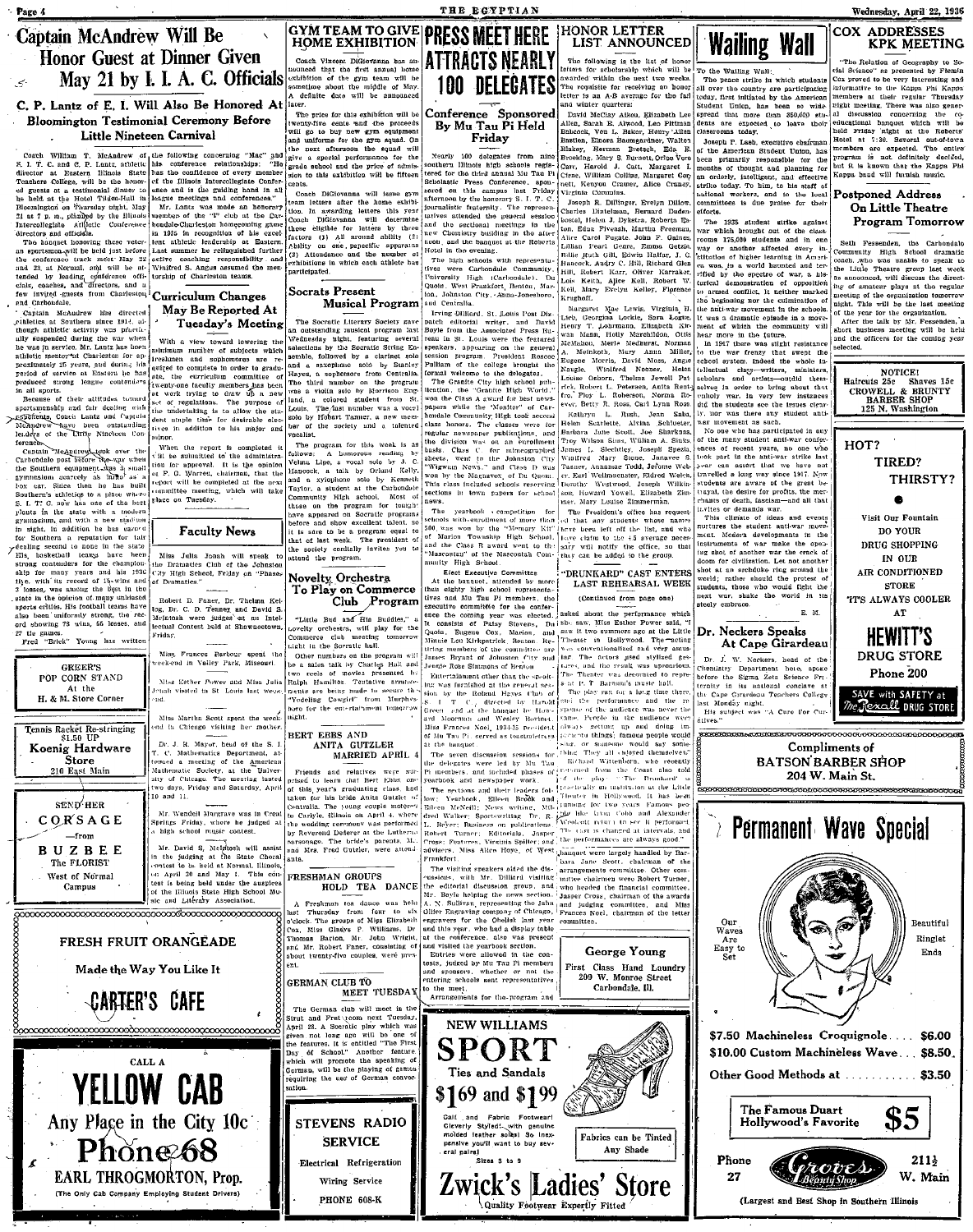# Captain McAndrew Will Be Honor Guest at Dinner Given May 21 by I. I. A. C. Officials

## C. P. Lantz of E. I. Will Also Be Honored At Bloomington Testimonial Ceremony Before Little Nineteen Carnival

Coach William T. McAndrew of S. I. T. C. and C. P. Lantz, athletic director at Eastern Illinois State Teachers College, will be the honored guests at a testimonial dinner to be held at the Hotel Tilden-Hall in Bloomington on Thursday night, May 21 at 7 p. m., planned by the Illinois Intercollegiate Athletic Conference directors and officials.

The banquet honoring these veteran sportsmen will be held just before the conference track meet May 22 and 23, at Normal, and will be attended by leading conference officials, coaches, and directors, and a few invited guests from Charleston and Carbondale.

Captain McAndrew has directed athletics at Southern since 1913, although athletic activity was practically suspended during the war when he was in service. Mr. Lantz has been athletic mentor at Charleston for approximately 25 years, and during his period of service at Eastern he has produced strong league contenders in all sports.

Because of their attitudes toward sportsmanship and fair dealing with opponents, Coach Lantz and Captain McAndrew have been outstanding leaders of the Little Nineteen Conference.

Captain McAndrew took over the Carbondale post before the days when the Southern equipment was a small gymnasium coarcely as large as a box car. Since then he has built Southern's athletics to a place where S. I. T. C. now has one of the best plants in the state with a modern gymnasium, and with a new stadium in sight. In addition he has carved for Southern a reputation for fair dealing second to none in the state. His basketball teams have been strong contenders for the championship for many years and his 1936 five, with its record of 18 wins and 3 losses, was among the best in the state in the opinion of many unbiased sports critics. His football teams have also been uniformly strong, the record showing 78 wins, 56 losses, and 27 tie games.

Fred "Brick" Young has written the following concerning "Mac" and his conference relationships: "He has the confidence of every member of the Illinois Intercollegiate Conference and is the guiding hand in all league meetings and conferences."

Mr. Lantz was made an honorary member of the "I" club at the Carbondale-Charleston homecoming game in 1935 in recognition of his excellent athletic leadership at Eastern. Last summer he relinquished further active coaching responsibility and Winifred S. Angus assumed the mentorship of Charleston teams.

## Curriculum Changes May Be Reported At Tuesday's Meeting

With a view toward lowering the minimum number of subjects which freshmen and sophomores are required to complete in order to graduate, the curriculum committee of twenty-one faculty members has been at work trying to draw up a new set of regulations. The purpose of this undertaking is to allow the student ample time for desirable electives in addition to his major and minor.

When the report is completed it will be submitted to the administration for approval. It is the opinion of F. G. Warren, chairman, that the report will be completed at the next committee meeting, which will take place on Tuesday.

## Faculty News

Miss Julia Jonah will speak to the Dramatics Club of the Johnston City High School, Friday on "Phases of Dramatics."

Robert D. Faner, Dr. Thelma Kellog, Dr. C. D. Tenney and David S. McIntosh were judges at an Interlectual Contest held at Shawneetown, Friday.

Miss Frances Barbour spent the week-end in Valley Park, Missouri.

Miss Esther Power and Miss Julia Jonah visited in St. Louis last week-end.

Miss Martha Scott spent the week-end in Chicago visiting her mother.

Dr. J. R. Mayor, head of the S. I. T. C. Mathematics Department, attended a meeting of the American Mathematic Society, at the University of Chicago. The meeting lasted two days, Friday and Saturday, April 10 and 11.

Mr. Wendell Margrave was in Coal Springs Friday, where he judged at a high school music contest.

Mr. David S. McIntosh will assist in the judging at the State Choral contest to be held at Normal, Illinois, on April 30 and May 1. This contest is being held under the auspices of the Illinois State High School Music and Literary Association.

GREER'S POP CORN STAND At the H. & M. Store Corner

Tennis Racket Re-stringing $1.50 UP
Koenig Hardware Store
210 East Main

SEND HER CORSAGE —from BUZBEE The FLORIST West of Normal Campus

FRESH FRUIT ORANGEADE
Made the Way You Like It
CARTER'S CAFE

CALL A YELLOW CAB
Any Place in the City 10c
Phone 68
EARL THROGMORTON, Prop.
(The Only Cab Company Employing Student Drivers)

# GYM TEAM TO GIVE HOME EXHIBITION

Coach Vincent DiGiovanna has announced that the first annual home exhibition of the gym team will be sometime about the middle of May. A definite date will be announced later.

The price for this exhibition will be twenty-five cents and the proceeds will go to buy new gym equipment and uniforms for the gym squad. On the next afternoon the squad will give a special performance for the grade school and the price of admission to this exhibition will be fifteen cents.

Coach DiGiovanna will issue gym team letters after the home exhibition. In awarding letters this year Coach DiGiovanna will determine those eligible for letters by three factors (1) All around ability (2) Ability on one specific apparatus (3) Attendance and the number of exhibitions in which each athlete has participated.

## Socrats Present Musical Program

The Socratic Literary Society gave an outstanding musical program last Wednesday night, featuring several selections by the Socratic String Ensemble, followed by a clarinet solo and a saxophone solo by Stanley Hayes, a sophomore from Centralia. The third number on the program was a violin solo by Morrison Engelund, a colored student from St. Louis. The last number was a vocal solo by Hobart Tanner, a new member of the society and a talented vocalist.

The program for this week is as follows: A humorous reading by Velma Lipe, a vocal solo by J. C. Hancock, a talk by Orland Kelly, and a xylophone solo by Kenneth Taylor, a student at the Carbondale Community High School. Most of these on the program for tonight have appeared on Socratic programs before and show excellent talent, so it is safe to be a program equal to that of last week. The president of the society cordially invites you to attend the program.

## Novelty Orchestra To Play on Commerce Club Program

"Little Bud and His Buddies," a novelty orchestra, will play for the Commerce club meeting tomorrow night in the Socratic hall.

Other numbers on the program will be a talk by Charles Hall and two reels of movies presented by Ralph Hamilton. Tentative arrangements are being made to secure the "Wedding Cowgirl" from Murphysboro for the entertainment tomorrow night.

## BERT EBBS AND ANITA GUTZLER MARRIED APRIL 4

Friends and relatives were surprised to learn that Bert Ebbs, one of this year's graduating class, had taken for his bride Anita Gutzler of Centralia. The young couple motored to Carlyle, Illinois on April 4, where the wedding ceremony was performed by Reverend Deterer at the Lutheran parsonage. The bride's parents, Mr. and Mrs. Fred Gutzler, were attendants.

## FRESHMAN GROUPS HOLD TEA DANCE

A Freshman tea dance was held last Thursday from four to six o'clock. The groups of Miss Elizabeth Cox, Miss Ellen P. Williams, Dr. Thomas Barton, Mr. John Wright, and Mr. Robert Faner, consisting of about twenty-five couples, were present.

## GERMAN CLUB TO MEET TUESDAY

The German club will meet in the Strut and Fret room next Tuesday, April 28. A Socratic play which was given not long ago will be one of the features. It is entitled "The First Day of School." Another feature which will promote the speaking of German, will be the playing of games requiring the use of German conversation.

STEVENS RADIO SERVICE
Electrical Refrigeration
Wiring Service
PHONE 608-K

# PRESS MEET HERE ATTRACTS NEARLY 100 DELEGATES

## Conference Sponsored By Mu Tau Pi Held Friday

Nearly 100 delegates from nine southern Illinois high schools registered for the third annual Mu Tau Pi Scholastic Press Conference, sponsored on this campus last Friday afternoon by the honorary S. I. T. C. journalistic fraternity. The representatives attended the general session and the sectional meetings in the new Chemistry building in the afternoon, and the banquet at the Roberts Hotel in the evening.

The high schools with representatives were Carbondale Community, University High (Carbondale), Du Quoin, West Frankfort, Benton, Marion, Johnston City, Anna-Jonesboro, and Centralia.

Irving Dilliard, St. Louis Post Dispatch editorial writer, and David Boyle from the Associated Press Bureau in St. Louis were the featured speakers, appearing on the general session program. President Roscoe Pulliam of the college brought the formal welcome to the delegates.

The Granite City high school publication, the "Granite High World," won the Class A award for best newspapers while the "Monitor" of Carbondale Community High took second class honors. The classes were for regular newspaper publications, and the division was on an enrollment basis. Class C for mimeographed sheets, went to the Johnston City "Wigwam News," and Class D was won by the Maganews, of Du Quoin. This class included schools reserving sections in town papers for school news.

The yearbook competition for schools with enrollment of more than 600 was won by the "Memory Kit" of Marion Township High School and the Class B award went to the "Mascoutah" of the Mascoutah Community High School.

### Elect Executive Committee

At the banquet, attended by more than eighty high school representatives and Mu Tau Pi members, the executive committee for the conference the coming year was elected. It consists of Patsy Stevens, Du Quoin, Eugene Cox, Marion, and Minnie Lou Kirkpatrick, Benton. Retiring members of the committee are James Bryant of Johnston City and Jennie Rose Simmons of Benton.

Entertainment other that the speaking was furnished at the general session by the Roland Hayes Club of S. I. T. C., directed by Harold Green and at the banquet by Haverford Moorman and Wesley Bovinet. Miss Frances Noel, 1934-35 president of Mu Tau Pi, served as toastmistress at the banquet.

The seven discussion sessions for the delegates were led by Mu Tau Pi members, and included phases of yearbook and newspaper work.

The sections and their leaders follow: Yearbook, Eileen Brook and Eileen McNeill; News writing, Mildred Walker; Sportswriting, Dr. R. L. Beyer; Business on publications, Robert Turner; Editorials, Jasper Cross; Features, Virginia Spiller; and advisers, Miss Allen Hoye, of West Frankfort.

The visiting speakers aided the discussions, with Mr. Dilliard visiting the editorial discussion group, and Mr. Boyle helping the news section. A. N. Sullivan, representing the Jahn Ollier Engraving company of Chicago, engravers for the Obelisk last year and this year, who had a display table at the conference, also was present and visited the yearbook section.

Entries were allowed in the contests, judged by Mu Tau Pi members and sponsors, whether or not the entering schools sent representatives to the meet.

Arrangements for the program and banquet were largely handled by Barbara Jane Scott, chairman of the arrangements committee. Other committee chairmen were Robert Turner, who headed the financial committee, Jasper Cross, chairman of the awards and judging committee, and Miss Frances Noel, chairman of the letter committee.

NEW WILLIAMS SPORT Ties and Sandals
$1.69 and $1.99
Calf and Fabric Footwear! Cleverly Styled...with genuine molded leather soles! So inexpensive you'll want to buy several pairs!
Sizes 3 to 9
Fabrics can be Tinted Any Shade
Zwick's Ladies' Store
Quality Footwear Expertly Fitted

# HONOR LETTER LIST ANNOUNCED

The following is the list of honor letters for scholarship which will be awarded within the next two weeks. The requisite for receiving an honor letter is an A-B average for the fall and winter quarters:

David McClay Allen, Elizabeth Lee Allen, Sarah E. Atwood, Leo Pillman Babcock, Von L. Baker, Henry Allen Bastien, Elnora Baumgardner, Walton Blakey, Herman Bretsch, Eda E. Brocking, Mary S. Burnett, Orlin Vore Carr, Harold J. Catt, Margaret L. Clene, William Collins, Margaret Cornett, Kenyon Cramer, Alice Cramer, Virginia Crumbles.

Joseph R. Dillinger, Evelyn Dillow, Charles Dintelman, Bernard Dudenbostel, Helen J. Dykstra, Roberta Eaton, Edna Flyeash, Martha Freeman, Alice Carol Fugate, John F. Gaines, Lillian Pearl Genre, Emma Gettis, Billie Ruth Gill, Edwin Haffar, J. C. Hancock, Andry C. Hill, Richard Glen Hill, Robert Karr, Oliver Karraker, Lois Keith, Alice Kell, Robert W. Kell, Mary Evelyn Kelley, Florence Krughoff.

Margaret Mae Lewis, Virginia H. Lieb, Georgina Lockie, Sara Logue, Henry T. Lohrmann, Elizabeth Kirwan Mann, Holly Marchildon, Otis McMahon, Merle Medhurst, Norman A. Meinkoth, Mary Anna Miller, Eugene Morris, David Moss, Angie Naugle, Winifred Nooner, Helen Louise Osborn, Thelma Jewell Patrick, Robert L. Petersen, Anita Rentfro, Floy L. Roberson, Norma Reever, Betty R. Ross, Carl Lynn Ross.

Kathryn L. Rush, Jean Saba, Helen Schuette, Alvina Schlueter, Barbara Jane Scott, Joe Sharkness, Troy Wilson Sims, William A. Sinks, James L. Slechticy, Joseph Spezia, Winifred Mary Stone, Jamaree S. Tanner, Annamae Todd, Jerome Webber, Earl Wellmannster, Eldred Welch, Dorothy Westwood, Joseph Wilkinson, Howard Yowell, Elizabeth Zimmer, Mary Louise Zimmerman.

The President's office has requested that any students whose names have been left off the list, and who have claim to the A-B average necessary will notify the office, so that they can be added to the group.

## "DRUNKARD" CAST ENTERS LAST REHEARSAL WEEK

(Continued from page one)

asked about the performance which she saw, Miss Esther Power said, "I saw it two summers ago at the Little Theater in Hollywood. The acting was conventionalized and very amusing. The actors used stylized gestures, and the result was uproarious. The Theater was decorated to represent P. T. Barnum's music hall.

The play ran for a long time there, and the performances and the response of the audience was never the same. People in the audience were always getting up and doing impromptu things; famous people would come, or someone would say something. They all enjoyed themselves."

Richard Wittenberg, who recently returned from the Coast also told of the play. "The Drunkard" is practically an institution at the Little Theater in Hollywood. It has been running for two years. Famous people like Irvin Cobb and Alexander Woolcott return to see it performed. The cast is changed at intervals, and the performances are always good."

George Young
First Class Hand Laundry
209 W. Monroe Street
Carbondale, Ill.

# Wailing Wall

To the Wailing Wall:

The peace strike in which students all over the country are participating today, first initiated by the American Student Union, has been so widespread that more than 350,000 students are expected to leave their classrooms today.

Joseph P. Lash, executive chairman of the American Student Union, has been primarily responsible for the months of thought and planning for an orderly, intelligent, and effective strike today. To him, to his staff of national workers, and to the local committees is due praise for their efforts.

The 1935 student strike against war which brought out of the classrooms 175,000 students and in one way or another affected every institution of higher learning in America was, in a world haunted and terrified by the spectre of war, a historical demonstration of opposition to armed conflict. It neither marked the beginning nor the culmination of the anti-war movement in the schools. It was a dramatic episode in a movement of which the community will hear more in the future.

In 1917 there was slight resistance to the war frenzy that swept the school system. Indeed the whole intellectual class—writers, ministers, scholars and artists—outdid themselves in order to bring about that unholy war. In very few instances did the students see the issues clearly, nor was there any student anti-war movement as such.

No one who has participated in any of the many student anti-war conferences of recent years, no one who took part in the anti-war strike last year can assert that we have not travelled a long way since 1917. Now students are aware of the great betrayal, the desire for profits, the merchants of death, fascism—and all that invites or demands war.

This climate of ideas and events nurtures the student anti-war movement. Modern developments in the instruments of war make the opening shot of another war the crack of doom for civilization. Let not another shot at an archduke ring around the world; rather should the protest of students, those who would fight the next war, shake the world in its steely embrace.

E. M.

## Dr. Neckers Speaks At Cape Girardeau

Dr. J. W. Neckers, head of the Chemistry Department here, spoke before the Sigma Zeta Science Fraternity in its national conclave at the Cape Girardeau Teachers College last Monday night.

His subject was "A Cure For Curatives."

# COX ADDRESSES KPK MEETING

"The Relation of Geography to Social Science" as presented by Flemin Cox proved to be very interesting and informative to the Kappa Phi Kappa members at their regular Thursday night meeting. There was also general discussion concerning the coeducational banquet which will be held Friday night at the Roberts' Hotel at 7:30. Several out-of-town members are expected. The entire program is not definitely decided, but it is known that the Kappa Phi Kappa band will furnish music.

## Postponed Address On Little Theatre Program Tomorrow

Seth Fessenden, the Carbondale Community High School dramatic coach, who was unable to speak to the Little Theatre group last week as announced, will discuss the directing of amateur plays at the regular meeting of the organization tomorrow night. This will be the last meeting of the year for the organization.

After the talk by Mr. Fessenden, a short business meeting will be held and the officers for the coming year selected.

NOTICE!
Haircuts 25c Shaves 15c
CROWELL & BRUNTY BARBER SHOP
125 N. Washington

HOT? TIRED? THIRSTY?
Visit Our Fountain
DO YOUR DRUG SHOPPING IN OUR AIR CONDITIONED STORE
IT'S ALWAYS COOLER AT
HEWITT'S DRUG STORE
Phone 200
SAVE with SAFETY at the Rexall DRUG STORE

Compliments of
BATSON BARBER SHOP
204 W. Main St.

Permanent Wave Special

Our Waves Are Easy to Set

Beautiful Ringlet Ends

$7.50 Machineless Croquignole.... $6.00
$10.00 Custom Machineless Wave.... $8.50
Other Good Methods at .............. $3.50

The Famous Duart Hollywood's Favorite $5

Phone 27
Groves Beauty Shop
211½ W. Main
(Largest and Best Shop in Southern Illinois)